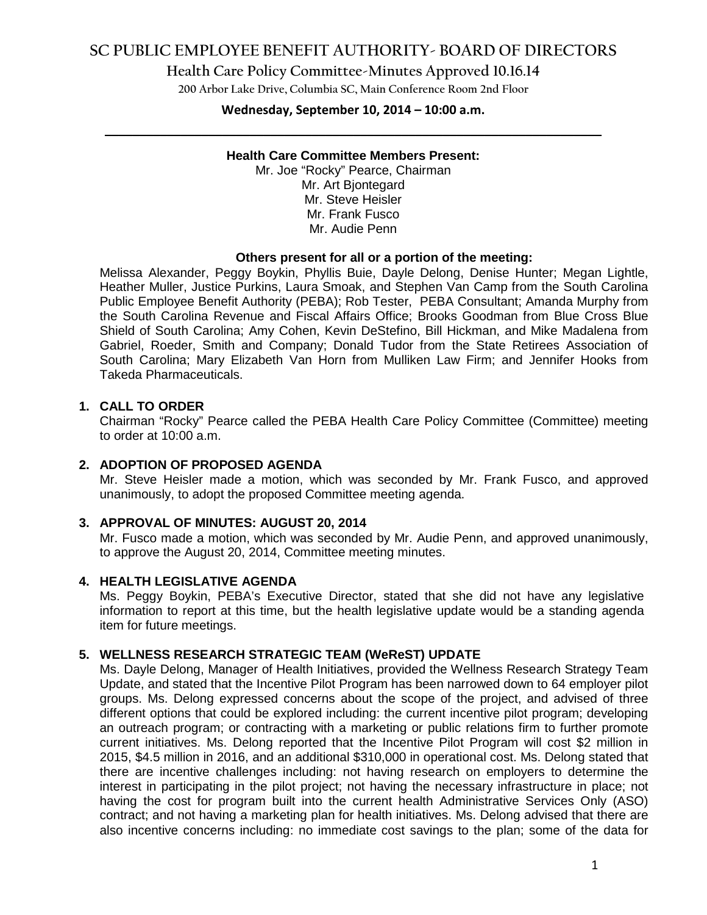# SC PUBLIC EMPLOYEE BENEFIT AUTHORITY- BOARD OF DIRECTORS

## Health Care Policy Committee-Minutes Approved 10.16.14

200 Arbor Lake Drive, Columbia SC, Main Conference Room 2nd Floor

**Wednesday, September 10, 2014 – 10:00 a.m.**

---

**Health Care Committee Members Present:**

Mr. Joe "Rocky" Pearce, Chairman
Mr. Art Bjontegard
Mr. Steve Heisler
Mr. Frank Fusco
Mr. Audie Penn

**Others present for all or a portion of the meeting:**

Melissa Alexander, Peggy Boykin, Phyllis Buie, Dayle Delong, Denise Hunter; Megan Lightle, Heather Muller, Justice Purkins, Laura Smoak, and Stephen Van Camp from the South Carolina Public Employee Benefit Authority (PEBA); Rob Tester, PEBA Consultant; Amanda Murphy from the South Carolina Revenue and Fiscal Affairs Office; Brooks Goodman from Blue Cross Blue Shield of South Carolina; Amy Cohen, Kevin DeStefino, Bill Hickman, and Mike Madalena from Gabriel, Roeder, Smith and Company; Donald Tudor from the State Retirees Association of South Carolina; Mary Elizabeth Van Horn from Mulliken Law Firm; and Jennifer Hooks from Takeda Pharmaceuticals.

### 1. CALL TO ORDER

Chairman "Rocky" Pearce called the PEBA Health Care Policy Committee (Committee) meeting to order at 10:00 a.m.

### 2. ADOPTION OF PROPOSED AGENDA

Mr. Steve Heisler made a motion, which was seconded by Mr. Frank Fusco, and approved unanimously, to adopt the proposed Committee meeting agenda.

### 3. APPROVAL OF MINUTES: AUGUST 20, 2014

Mr. Fusco made a motion, which was seconded by Mr. Audie Penn, and approved unanimously, to approve the August 20, 2014, Committee meeting minutes.

### 4. HEALTH LEGISLATIVE AGENDA

Ms. Peggy Boykin, PEBA's Executive Director, stated that she did not have any legislative information to report at this time, but the health legislative update would be a standing agenda item for future meetings.

### 5. WELLNESS RESEARCH STRATEGIC TEAM (WeReST) UPDATE

Ms. Dayle Delong, Manager of Health Initiatives, provided the Wellness Research Strategy Team Update, and stated that the Incentive Pilot Program has been narrowed down to 64 employer pilot groups. Ms. Delong expressed concerns about the scope of the project, and advised of three different options that could be explored including: the current incentive pilot program; developing an outreach program; or contracting with a marketing or public relations firm to further promote current initiatives. Ms. Delong reported that the Incentive Pilot Program will cost \$2 million in 2015, \$4.5 million in 2016, and an additional \$310,000 in operational cost. Ms. Delong stated that there are incentive challenges including: not having research on employers to determine the interest in participating in the pilot project; not having the necessary infrastructure in place; not having the cost for program built into the current health Administrative Services Only (ASO) contract; and not having a marketing plan for health initiatives. Ms. Delong advised that there are also incentive concerns including: no immediate cost savings to the plan; some of the data for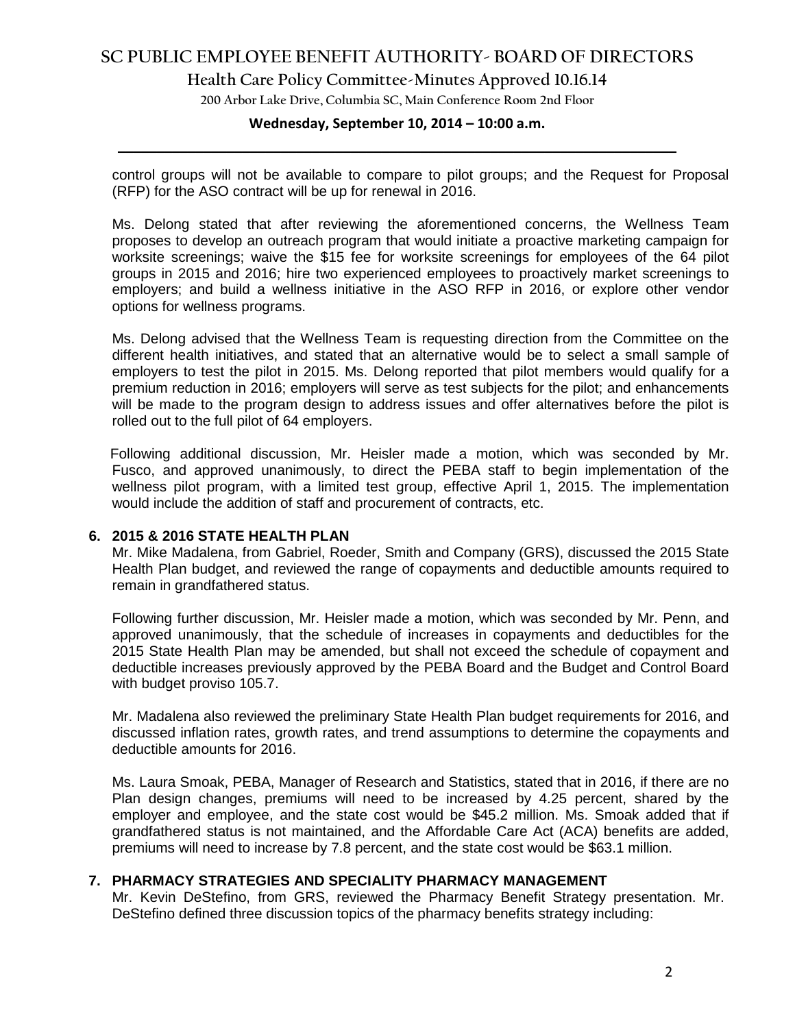control groups will not be available to compare to pilot groups; and the Request for Proposal (RFP) for the ASO contract will be up for renewal in 2016.

Ms. Delong stated that after reviewing the aforementioned concerns, the Wellness Team proposes to develop an outreach program that would initiate a proactive marketing campaign for worksite screenings; waive the $15 fee for worksite screenings for employees of the 64 pilot groups in 2015 and 2016; hire two experienced employees to proactively market screenings to employers; and build a wellness initiative in the ASO RFP in 2016, or explore other vendor options for wellness programs.

Ms. Delong advised that the Wellness Team is requesting direction from the Committee on the different health initiatives, and stated that an alternative would be to select a small sample of employers to test the pilot in 2015. Ms. Delong reported that pilot members would qualify for a premium reduction in 2016; employers will serve as test subjects for the pilot; and enhancements will be made to the program design to address issues and offer alternatives before the pilot is rolled out to the full pilot of 64 employers.

Following additional discussion, Mr. Heisler made a motion, which was seconded by Mr. Fusco, and approved unanimously, to direct the PEBA staff to begin implementation of the wellness pilot program, with a limited test group, effective April 1, 2015. The implementation would include the addition of staff and procurement of contracts, etc.

**6. 2015 & 2016 STATE HEALTH PLAN**

Mr. Mike Madalena, from Gabriel, Roeder, Smith and Company (GRS), discussed the 2015 State Health Plan budget, and reviewed the range of copayments and deductible amounts required to remain in grandfathered status.

Following further discussion, Mr. Heisler made a motion, which was seconded by Mr. Penn, and approved unanimously, that the schedule of increases in copayments and deductibles for the 2015 State Health Plan may be amended, but shall not exceed the schedule of copayment and deductible increases previously approved by the PEBA Board and the Budget and Control Board with budget proviso 105.7.

Mr. Madalena also reviewed the preliminary State Health Plan budget requirements for 2016, and discussed inflation rates, growth rates, and trend assumptions to determine the copayments and deductible amounts for 2016.

Ms. Laura Smoak, PEBA, Manager of Research and Statistics, stated that in 2016, if there are no Plan design changes, premiums will need to be increased by 4.25 percent, shared by the employer and employee, and the state cost would be $45.2 million. Ms. Smoak added that if grandfathered status is not maintained, and the Affordable Care Act (ACA) benefits are added, premiums will need to increase by 7.8 percent, and the state cost would be $63.1 million.

**7. PHARMACY STRATEGIES AND SPECIALITY PHARMACY MANAGEMENT**

Mr. Kevin DeStefino, from GRS, reviewed the Pharmacy Benefit Strategy presentation. Mr. DeStefino defined three discussion topics of the pharmacy benefits strategy including: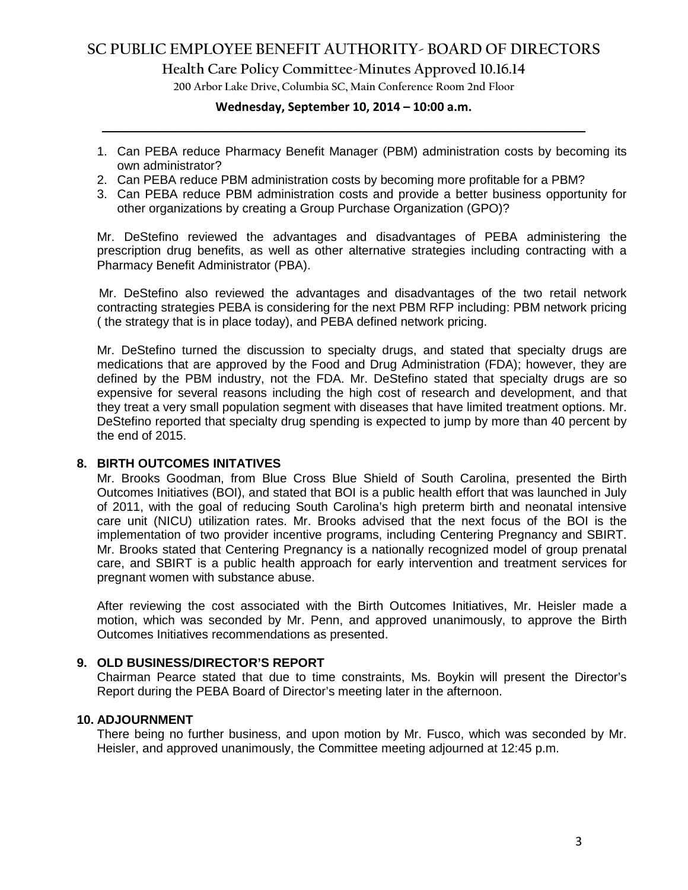1. Can PEBA reduce Pharmacy Benefit Manager (PBM) administration costs by becoming its own administrator?
2. Can PEBA reduce PBM administration costs by becoming more profitable for a PBM?
3. Can PEBA reduce PBM administration costs and provide a better business opportunity for other organizations by creating a Group Purchase Organization (GPO)?

Mr. DeStefino reviewed the advantages and disadvantages of PEBA administering the prescription drug benefits, as well as other alternative strategies including contracting with a Pharmacy Benefit Administrator (PBA).

Mr. DeStefino also reviewed the advantages and disadvantages of the two retail network contracting strategies PEBA is considering for the next PBM RFP including: PBM network pricing ( the strategy that is in place today), and PEBA defined network pricing.

Mr. DeStefino turned the discussion to specialty drugs, and stated that specialty drugs are medications that are approved by the Food and Drug Administration (FDA); however, they are defined by the PBM industry, not the FDA. Mr. DeStefino stated that specialty drugs are so expensive for several reasons including the high cost of research and development, and that they treat a very small population segment with diseases that have limited treatment options. Mr. DeStefino reported that specialty drug spending is expected to jump by more than 40 percent by the end of 2015.

**8. BIRTH OUTCOMES INITATIVES**

Mr. Brooks Goodman, from Blue Cross Blue Shield of South Carolina, presented the Birth Outcomes Initiatives (BOI), and stated that BOI is a public health effort that was launched in July of 2011, with the goal of reducing South Carolina's high preterm birth and neonatal intensive care unit (NICU) utilization rates. Mr. Brooks advised that the next focus of the BOI is the implementation of two provider incentive programs, including Centering Pregnancy and SBIRT. Mr. Brooks stated that Centering Pregnancy is a nationally recognized model of group prenatal care, and SBIRT is a public health approach for early intervention and treatment services for pregnant women with substance abuse.

After reviewing the cost associated with the Birth Outcomes Initiatives, Mr. Heisler made a motion, which was seconded by Mr. Penn, and approved unanimously, to approve the Birth Outcomes Initiatives recommendations as presented.

**9. OLD BUSINESS/DIRECTOR'S REPORT**

Chairman Pearce stated that due to time constraints, Ms. Boykin will present the Director's Report during the PEBA Board of Director's meeting later in the afternoon.

**10. ADJOURNMENT**

There being no further business, and upon motion by Mr. Fusco, which was seconded by Mr. Heisler, and approved unanimously, the Committee meeting adjourned at 12:45 p.m.